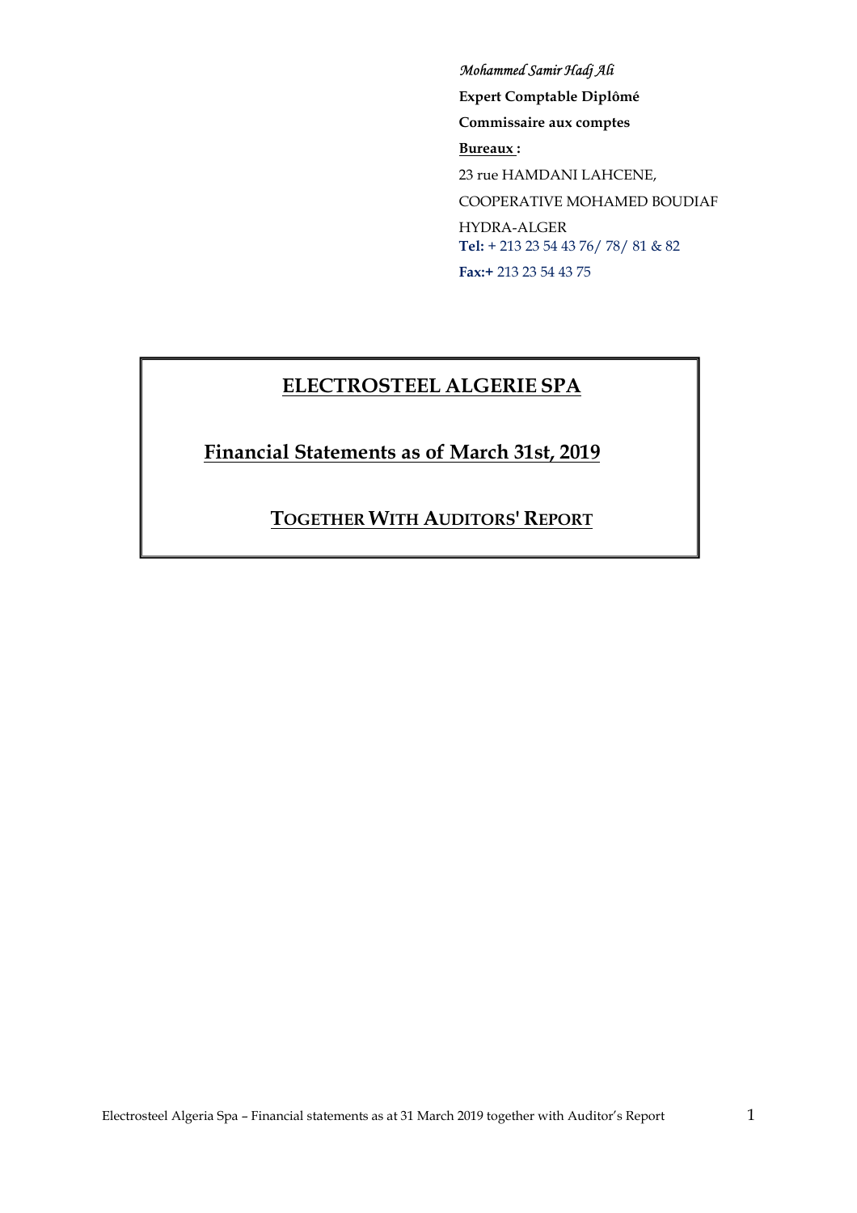*Mohammed Samir Hadj Ali*

**Expert Comptable Diplômé**

**Commissaire aux comptes**

**Bureaux :**

23 rue HAMDANI LAHCENE,

COOPERATIVE MOHAMED BOUDIAF

HYDRA-ALGER

**Tel:** + 213 23 54 43 76/ 78/ 81 & 82

**Fax:+** 213 23 54 43 75

# ELECTROSTEEL ALGERIE SPA

## Financial Statements as of March 31st, 2019

### TOGETHER WITH AUDITORS' REPORT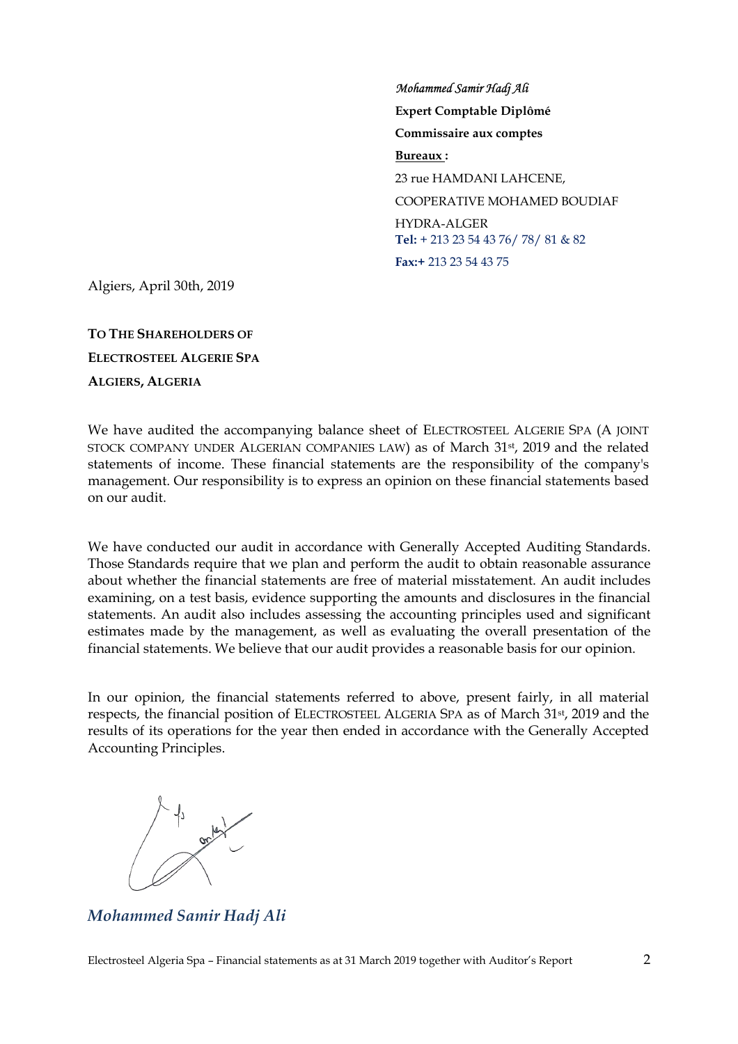*Mohammed Samir Hadj Ali*

**Expert Comptable Diplômé**

**Commissaire aux comptes**

**Bureaux :**

23 rue HAMDANI LAHCENE,

COOPERATIVE MOHAMED BOUDIAF

HYDRA-ALGER

**Tel:** + 213 23 54 43 76/ 78/ 81 & 82

**Fax:+** 213 23 54 43 75

Algiers, April 30th, 2019

**TO THE SHAREHOLDERS OF**

**ELECTROSTEEL ALGERIE SPA**

**ALGIERS, ALGERIA**

We have audited the accompanying balance sheet of ELECTROSTEEL ALGERIE SPA (A JOINT STOCK COMPANY UNDER ALGERIAN COMPANIES LAW) as of March 31st, 2019 and the related statements of income. These financial statements are the responsibility of the company's management. Our responsibility is to express an opinion on these financial statements based on our audit.

We have conducted our audit in accordance with Generally Accepted Auditing Standards. Those Standards require that we plan and perform the audit to obtain reasonable assurance about whether the financial statements are free of material misstatement. An audit includes examining, on a test basis, evidence supporting the amounts and disclosures in the financial statements. An audit also includes assessing the accounting principles used and significant estimates made by the management, as well as evaluating the overall presentation of the financial statements. We believe that our audit provides a reasonable basis for our opinion.

In our opinion, the financial statements referred to above, present fairly, in all material respects, the financial position of ELECTROSTEEL ALGERIA SPA as of March 31st, 2019 and the results of its operations for the year then ended in accordance with the Generally Accepted Accounting Principles.

*Mohammed Samir Hadj Ali*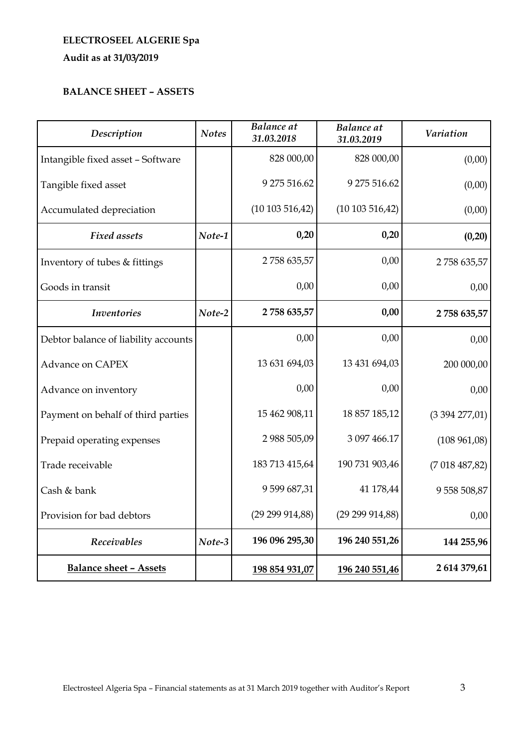**ELECTROSEEL ALGERIE Spa**

**Audit as at 31/03/2019**

**BALANCE SHEET – ASSETS**

| *Description* | *Notes* | *Balance at 31.03.2018* | *Balance at 31.03.2019* | *Variation* |
|---|---|---|---|---|
| Intangible fixed asset – Software | | 828 000,00 | 828 000,00 | (0,00) |
| Tangible fixed asset | | 9 275 516.62 | 9 275 516.62 | (0,00) |
| Accumulated depreciation | | (10 103 516,42) | (10 103 516,42) | (0,00) |
| ***Fixed assets*** | ***Note-1*** | **0,20** | **0,20** | **(0,20)** |
| Inventory of tubes & fittings | | 2 758 635,57 | 0,00 | 2 758 635,57 |
| Goods in transit | | 0,00 | 0,00 | 0,00 |
| ***Inventories*** | ***Note-2*** | **2 758 635,57** | **0,00** | **2 758 635,57** |
| Debtor balance of liability accounts | | 0,00 | 0,00 | 0,00 |
| Advance on CAPEX | | 13 631 694,03 | 13 431 694,03 | 200 000,00 |
| Advance on inventory | | 0,00 | 0,00 | 0,00 |
| Payment on behalf of third parties | | 15 462 908,11 | 18 857 185,12 | (3 394 277,01) |
| Prepaid operating expenses | | 2 988 505,09 | 3 097 466.17 | (108 961,08) |
| Trade receivable | | 183 713 415,64 | 190 731 903,46 | (7 018 487,82) |
| Cash & bank | | 9 599 687,31 | 41 178,44 | 9 558 508,87 |
| Provision for bad debtors | | (29 299 914,88) | (29 299 914,88) | 0,00 |
| ***Receivables*** | ***Note-3*** | **196 096 295,30** | **196 240 551,26** | **144 255,96** |
| **Balance sheet – Assets** | | **198 854 931,07** | **196 240 551,46** | **2 614 379,61** |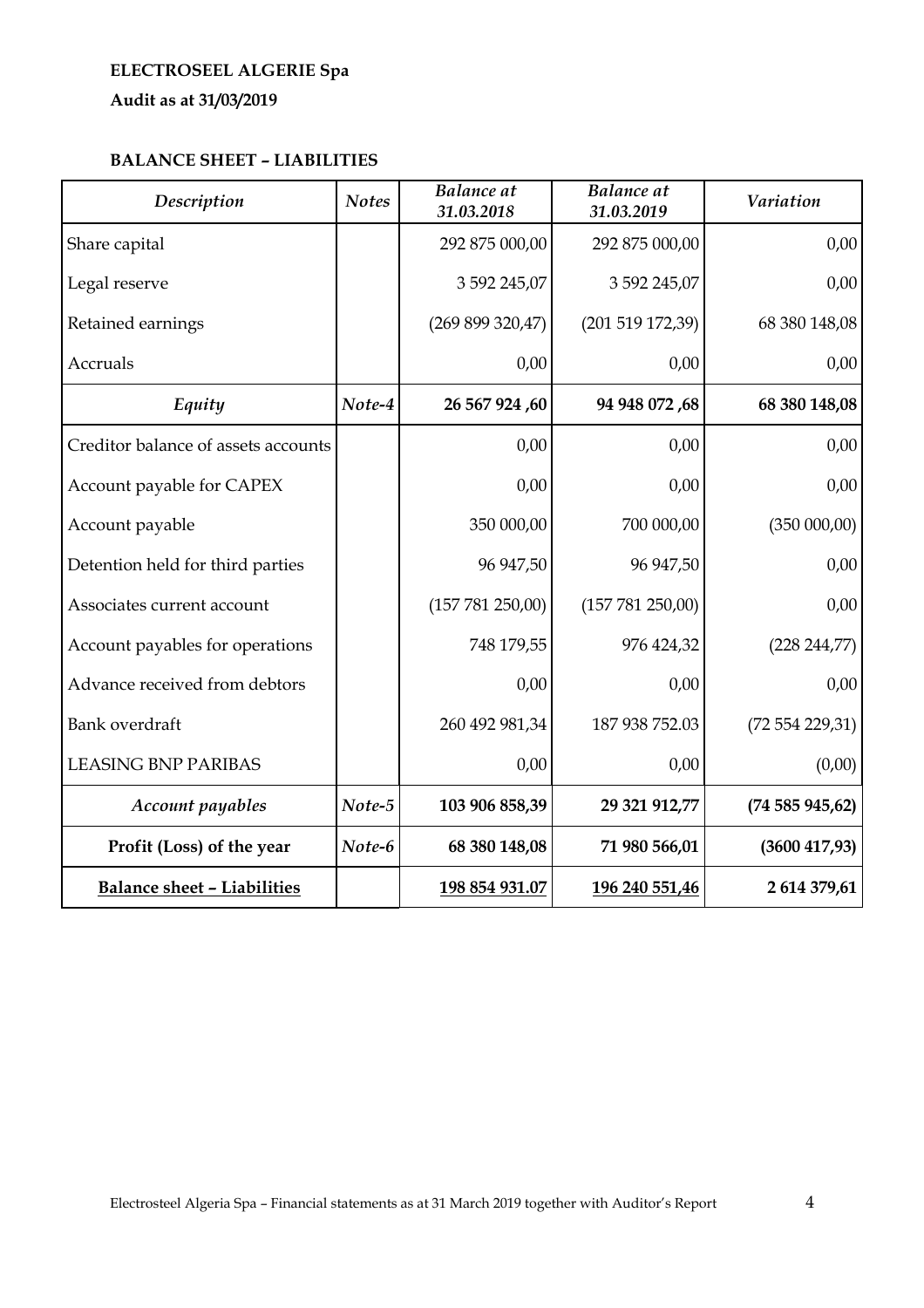**ELECTROSEEL ALGERIE Spa**

**Audit as at 31/03/2019**

**BALANCE SHEET – LIABILITIES**

| *Description* | *Notes* | *Balance at 31.03.2018* | *Balance at 31.03.2019* | *Variation* |
|---|---|---|---|---|
| Share capital | | 292 875 000,00 | 292 875 000,00 | 0,00 |
| Legal reserve | | 3 592 245,07 | 3 592 245,07 | 0,00 |
| Retained earnings | | (269 899 320,47) | (201 519 172,39) | 68 380 148,08 |
| Accruals | | 0,00 | 0,00 | 0,00 |
| ***Equity*** | ***Note-4*** | **26 567 924 ,60** | **94 948 072 ,68** | **68 380 148,08** |
| Creditor balance of assets accounts | | 0,00 | 0,00 | 0,00 |
| Account payable for CAPEX | | 0,00 | 0,00 | 0,00 |
| Account payable | | 350 000,00 | 700 000,00 | (350 000,00) |
| Detention held for third parties | | 96 947,50 | 96 947,50 | 0,00 |
| Associates current account | | (157 781 250,00) | (157 781 250,00) | 0,00 |
| Account payables for operations | | 748 179,55 | 976 424,32 | (228 244,77) |
| Advance received from debtors | | 0,00 | 0,00 | 0,00 |
| Bank overdraft | | 260 492 981,34 | 187 938 752.03 | (72 554 229,31) |
| LEASING BNP PARIBAS | | 0,00 | 0,00 | (0,00) |
| ***Account payables*** | ***Note-5*** | **103 906 858,39** | **29 321 912,77** | **(74 585 945,62)** |
| **Profit (Loss) of the year** | ***Note-6*** | **68 380 148,08** | **71 980 566,01** | **(3600 417,93)** |
| **Balance sheet – Liabilities** | | **198 854 931.07** | **196 240 551,46** | **2 614 379,61** |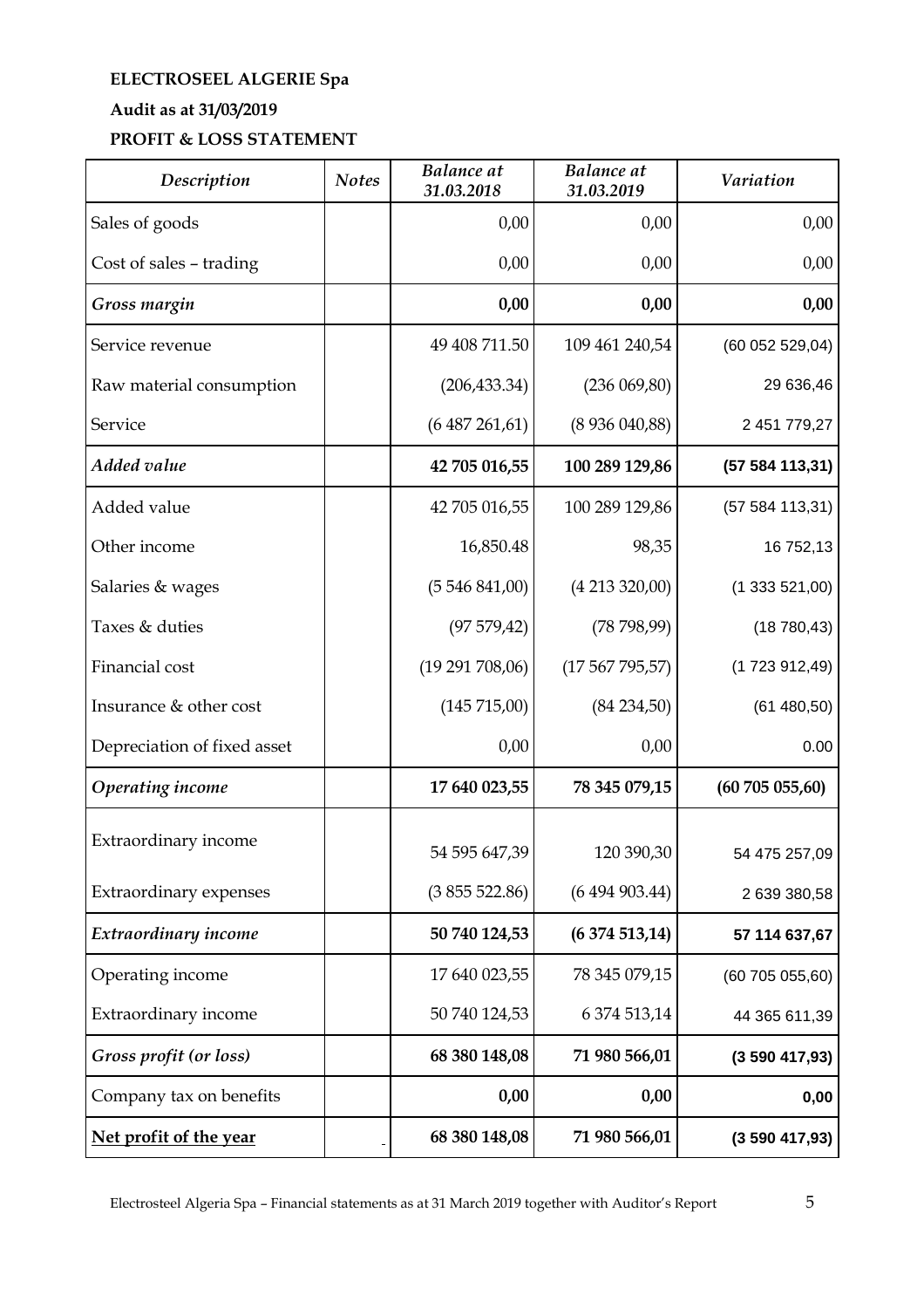**ELECTROSEEL ALGERIE Spa**

**Audit as at 31/03/2019**

**PROFIT & LOSS STATEMENT**

| *Description* | *Notes* | *Balance at 31.03.2018* | *Balance at 31.03.2019* | *Variation* |
|---|---|---|---|---|
| Sales of goods | | 0,00 | 0,00 | 0,00 |
| Cost of sales – trading | | 0,00 | 0,00 | 0,00 |
| ***Gross margin*** | | **0,00** | **0,00** | **0,00** |
| Service revenue | | 49 408 711.50 | 109 461 240,54 | (60 052 529,04) |
| Raw material consumption | | (206,433.34) | (236 069,80) | 29 636,46 |
| Service | | (6 487 261,61) | (8 936 040,88) | 2 451 779,27 |
| ***Added value*** | | **42 705 016,55** | **100 289 129,86** | **(57 584 113,31)** |
| Added value | | 42 705 016,55 | 100 289 129,86 | (57 584 113,31) |
| Other income | | 16,850.48 | 98,35 | 16 752,13 |
| Salaries & wages | | (5 546 841,00) | (4 213 320,00) | (1 333 521,00) |
| Taxes & duties | | (97 579,42) | (78 798,99) | (18 780,43) |
| Financial cost | | (19 291 708,06) | (17 567 795,57) | (1 723 912,49) |
| Insurance & other cost | | (145 715,00) | (84 234,50) | (61 480,50) |
| Depreciation of fixed asset | | 0,00 | 0,00 | 0.00 |
| ***Operating income*** | | **17 640 023,55** | **78 345 079,15** | **(60 705 055,60)** |
| Extraordinary income | | 54 595 647,39 | 120 390,30 | 54 475 257,09 |
| Extraordinary expenses | | (3 855 522.86) | (6 494 903.44) | 2 639 380,58 |
| ***Extraordinary income*** | | **50 740 124,53** | **(6 374 513,14)** | **57 114 637,67** |
| Operating income | | 17 640 023,55 | 78 345 079,15 | (60 705 055,60) |
| Extraordinary income | | 50 740 124,53 | 6 374 513,14 | 44 365 611,39 |
| ***Gross profit (or loss)*** | | **68 380 148,08** | **71 980 566,01** | **(3 590 417,93)** |
| Company tax on benefits | | **0,00** | **0,00** | **0,00** |
| **Net profit of the year** | - | **68 380 148,08** | **71 980 566,01** | **(3 590 417,93)** |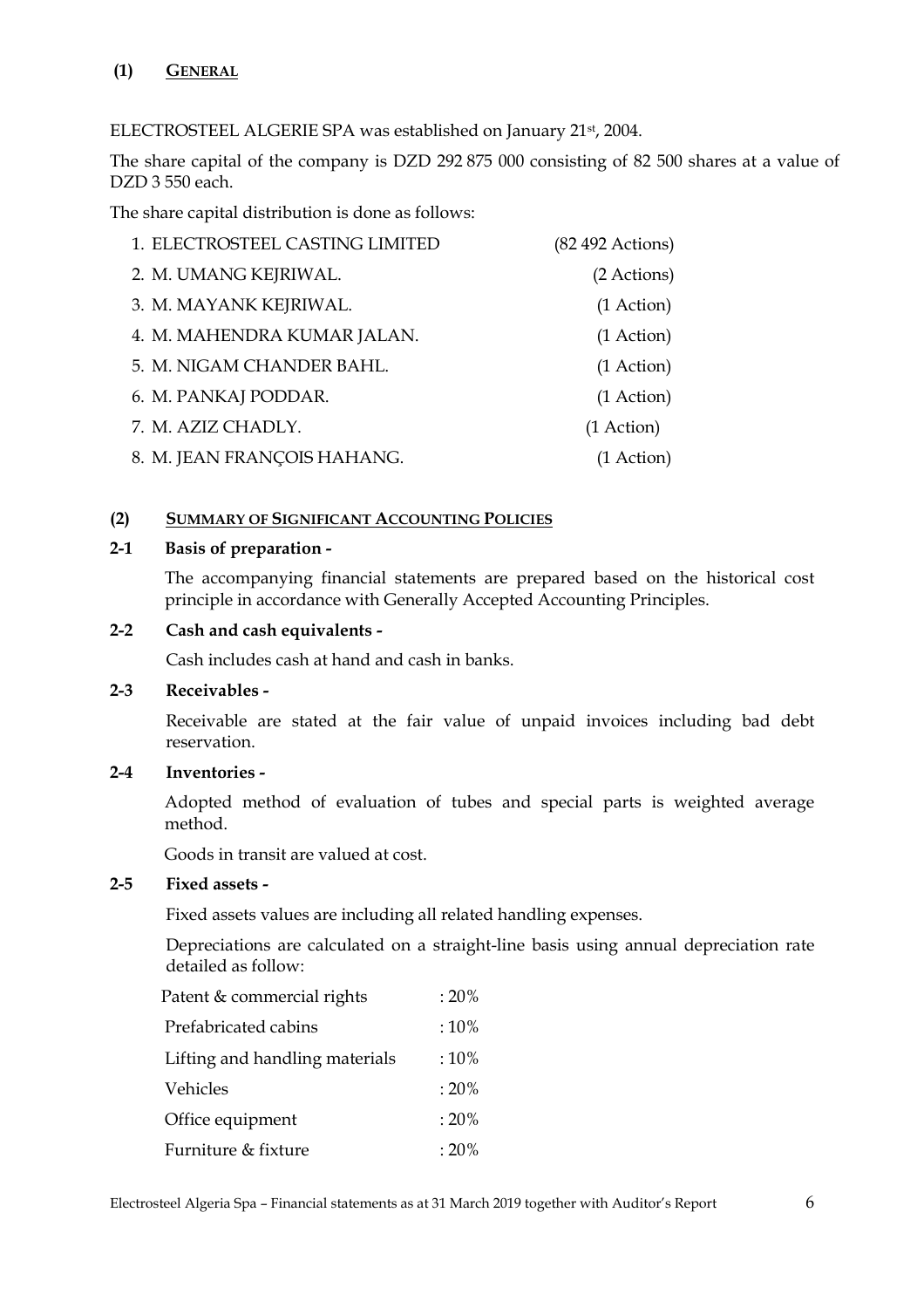## (1) GENERAL

ELECTROSTEEL ALGERIE SPA was established on January 21st, 2004.

The share capital of the company is DZD 292 875 000 consisting of 82 500 shares at a value of DZD 3 550 each.

The share capital distribution is done as follows:

| | |
|---|---|
| 1. ELECTROSTEEL CASTING LIMITED | (82 492 Actions) |
| 2. M. UMANG KEJRIWAL. | (2 Actions) |
| 3. M. MAYANK KEJRIWAL. | (1 Action) |
| 4. M. MAHENDRA KUMAR JALAN. | (1 Action) |
| 5. M. NIGAM CHANDER BAHL. | (1 Action) |
| 6. M. PANKAJ PODDAR. | (1 Action) |
| 7. M. AZIZ CHADLY. | (1 Action) |
| 8. M. JEAN FRANÇOIS HAHANG. | (1 Action) |

## (2) SUMMARY OF SIGNIFICANT ACCOUNTING POLICIES

### 2-1 Basis of preparation -

The accompanying financial statements are prepared based on the historical cost principle in accordance with Generally Accepted Accounting Principles.

### 2-2 Cash and cash equivalents -

Cash includes cash at hand and cash in banks.

### 2-3 Receivables -

Receivable are stated at the fair value of unpaid invoices including bad debt reservation.

### 2-4 Inventories -

Adopted method of evaluation of tubes and special parts is weighted average method.

Goods in transit are valued at cost.

### 2-5 Fixed assets -

Fixed assets values are including all related handling expenses.

Depreciations are calculated on a straight-line basis using annual depreciation rate detailed as follow:

| | |
|---|---|
| Patent & commercial rights | : 20% |
| Prefabricated cabins | : 10% |
| Lifting and handling materials | : 10% |
| Vehicles | : 20% |
| Office equipment | : 20% |
| Furniture & fixture | : 20% |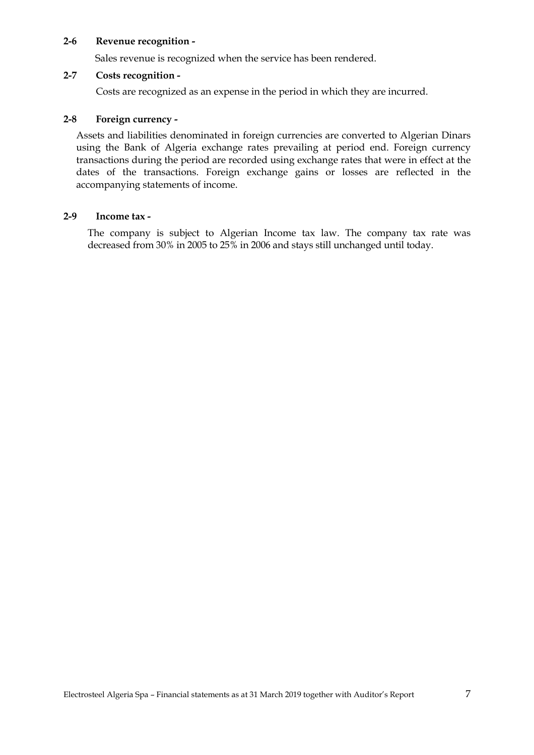### 2-6 Revenue recognition -

Sales revenue is recognized when the service has been rendered.

### 2-7 Costs recognition -

Costs are recognized as an expense in the period in which they are incurred.

### 2-8 Foreign currency -

Assets and liabilities denominated in foreign currencies are converted to Algerian Dinars using the Bank of Algeria exchange rates prevailing at period end. Foreign currency transactions during the period are recorded using exchange rates that were in effect at the dates of the transactions. Foreign exchange gains or losses are reflected in the accompanying statements of income.

### 2-9 Income tax -

The company is subject to Algerian Income tax law. The company tax rate was decreased from 30% in 2005 to 25% in 2006 and stays still unchanged until today.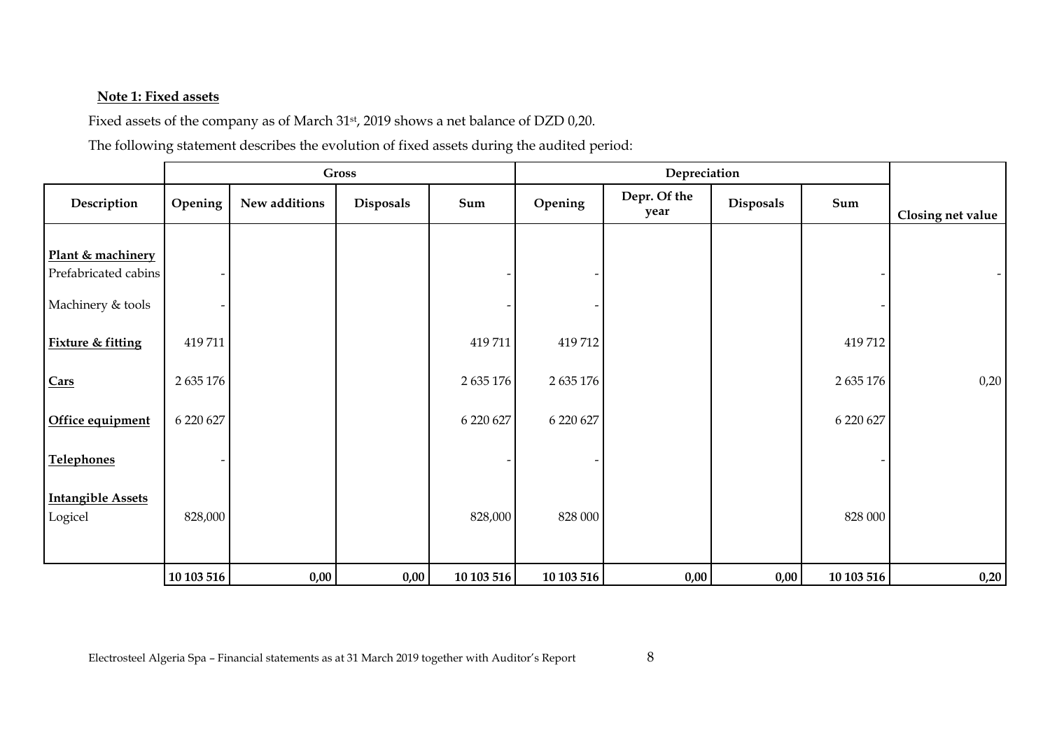**Note 1: Fixed assets**

Fixed assets of the company as of March 31st, 2019 shows a net balance of DZD 0,20.

The following statement describes the evolution of fixed assets during the audited period:

| | Gross | | | | Depreciation | | | | |
|---|---|---|---|---|---|---|---|---|---|
| Description | Opening | New additions | Disposals | Sum | Opening | Depr. Of the year | Disposals | Sum | Closing net value |
| **Plant & machinery** | | | | | | | | | |
| Prefabricated cabins | - | | | - | - | | | - | - |
| Machinery & tools | - | | | - | - | | | - | |
| **Fixture & fitting** | 419 711 | | | 419 711 | 419 712 | | | 419 712 | |
| **Cars** | 2 635 176 | | | 2 635 176 | 2 635 176 | | | 2 635 176 | 0,20 |
| **Office equipment** | 6 220 627 | | | 6 220 627 | 6 220 627 | | | 6 220 627 | |
| **Telephones** | - | | | - | - | | | - | |
| **Intangible Assets** | | | | | | | | | |
| Logicel | 828,000 | | | 828,000 | 828 000 | | | 828 000 | |
| | **10 103 516** | **0,00** | **0,00** | **10 103 516** | **10 103 516** | **0,00** | **0,00** | **10 103 516** | **0,20** |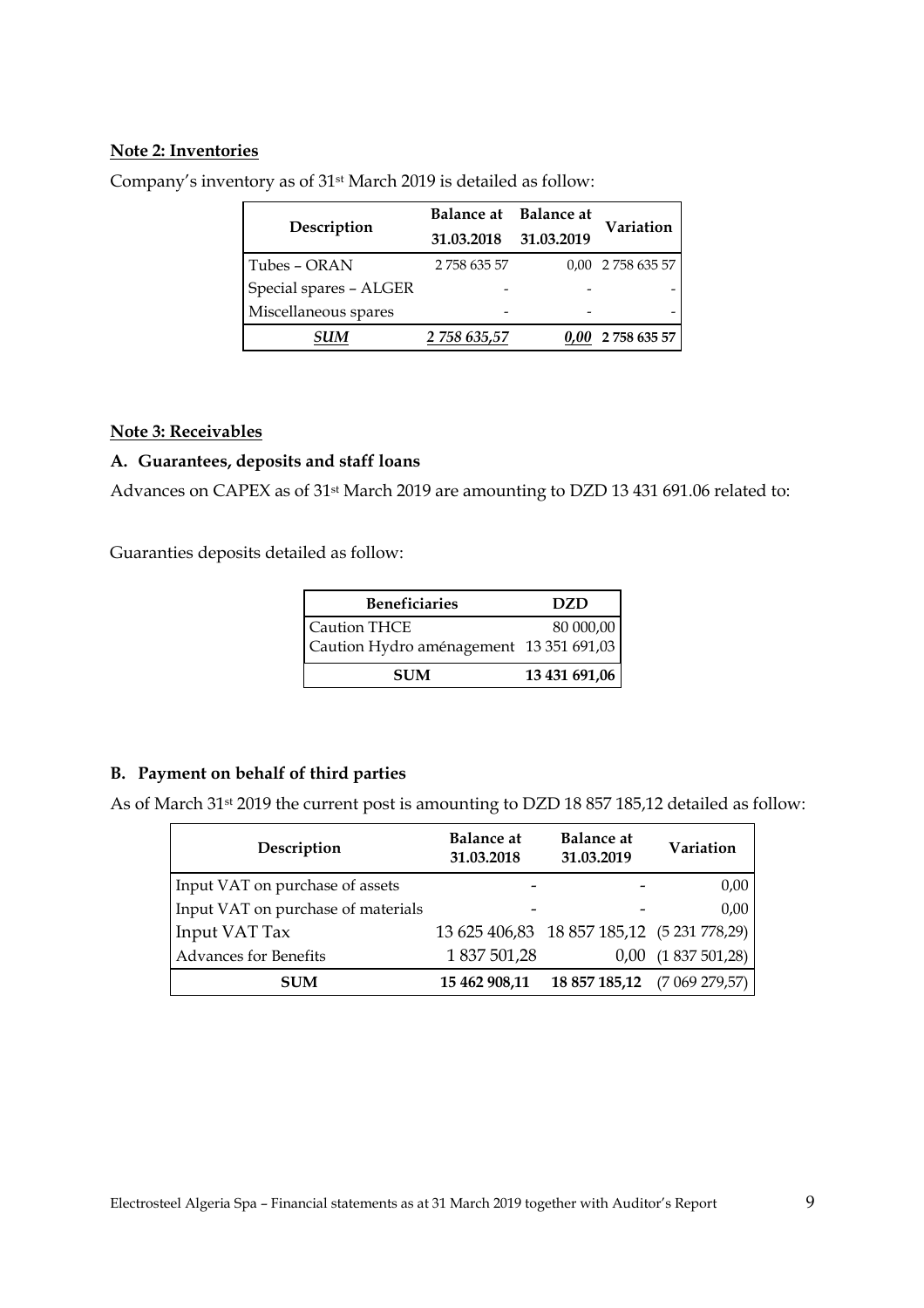**Note 2: Inventories**

Company's inventory as of 31st March 2019 is detailed as follow:

| Description | Balance at 31.03.2018 | Balance at 31.03.2019 | Variation |
|---|---|---|---|
| Tubes – ORAN | 2 758 635 57 | 0,00 | 2 758 635 57 |
| Special spares – ALGER | - | - | - |
| Miscellaneous spares | - | - | - |
| ***SUM*** | ***2 758 635,57*** | ***0,00*** | **2 758 635 57** |

**Note 3: Receivables**

**A. Guarantees, deposits and staff loans**

Advances on CAPEX as of 31st March 2019 are amounting to DZD 13 431 691.06 related to:

Guaranties deposits detailed as follow:

| Beneficiaries | DZD |
|---|---|
| Caution THCE | 80 000,00 |
| Caution Hydro aménagement | 13 351 691,03 |
| **SUM** | **13 431 691,06** |

**B. Payment on behalf of third parties**

As of March 31st 2019 the current post is amounting to DZD 18 857 185,12 detailed as follow:

| Description | Balance at 31.03.2018 | Balance at 31.03.2019 | Variation |
|---|---|---|---|
| Input VAT on purchase of assets | - | - | 0,00 |
| Input VAT on purchase of materials | - | - | 0,00 |
| Input VAT Tax | 13 625 406,83 | 18 857 185,12 | (5 231 778,29) |
| Advances for Benefits | 1 837 501,28 | 0,00 | (1 837 501,28) |
| **SUM** | **15 462 908,11** | **18 857 185,12** | (7 069 279,57) |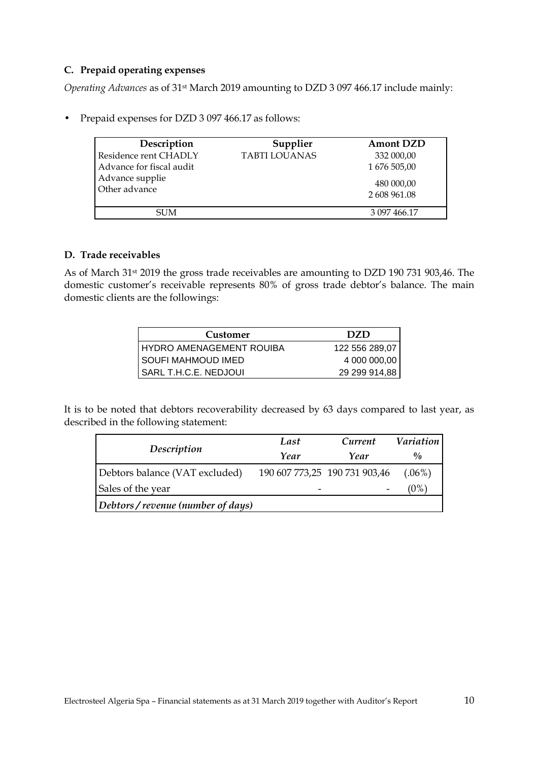### C. Prepaid operating expenses

*Operating Advances* as of 31st March 2019 amounting to DZD 3 097 466.17 include mainly:

- Prepaid expenses for DZD 3 097 466.17 as follows:

| Description | Supplier | Amont DZD |
|---|---|---|
| Residence rent CHADLY | TABTI LOUANAS | 332 000,00 |
| Advance for fiscal audit | | 1 676 505,00 |
| Advance supplie | | 480 000,00 |
| Other advance | | 2 608 961.08 |
| SUM | | 3 097 466.17 |

### D. Trade receivables

As of March 31st 2019 the gross trade receivables are amounting to DZD 190 731 903,46. The domestic customer's receivable represents 80% of gross trade debtor's balance. The main domestic clients are the followings:

| Customer | DZD |
|---|---|
| HYDRO AMENAGEMENT ROUIBA | 122 556 289,07 |
| SOUFI MAHMOUD IMED | 4 000 000,00 |
| SARL T.H.C.E. NEDJOUI | 29 299 914,88 |

It is to be noted that debtors recoverability decreased by 63 days compared to last year, as described in the following statement:

| *Description* | *Last Year* | *Current Year* | *Variation %* |
|---|---|---|---|
| Debtors balance (VAT excluded) | 190 607 773,25 | 190 731 903,46 | (.06%) |
| Sales of the year | - | - | (0%) |
| ***Debtors / revenue (number of days)*** | | | |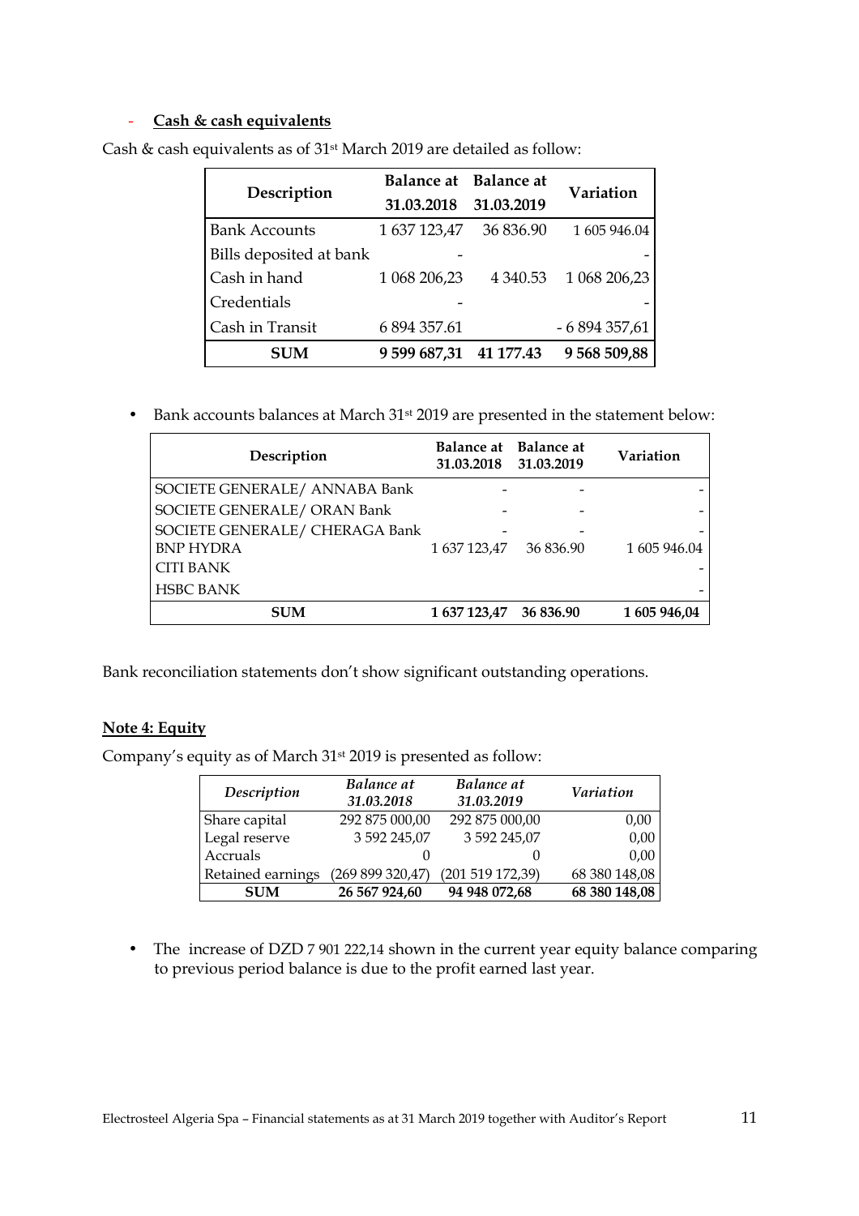- **Cash & cash equivalents**

Cash & cash equivalents as of 31st March 2019 are detailed as follow:

| Description | Balance at 31.03.2018 | Balance at 31.03.2019 | Variation |
|---|---|---|---|
| Bank Accounts | 1 637 123,47 | 36 836.90 | 1 605 946.04 |
| Bills deposited at bank | - | | - |
| Cash in hand | 1 068 206,23 | 4 340.53 | 1 068 206,23 |
| Credentials | - | | - |
| Cash in Transit | 6 894 357.61 | | - 6 894 357,61 |
| **SUM** | **9 599 687,31** | **41 177.43** | **9 568 509,88** |

- Bank accounts balances at March 31st 2019 are presented in the statement below:

| Description | Balance at 31.03.2018 | Balance at 31.03.2019 | Variation |
|---|---|---|---|
| SOCIETE GENERALE/ ANNABA Bank | - | - | - |
| SOCIETE GENERALE/ ORAN Bank | - | - | - |
| SOCIETE GENERALE/ CHERAGA Bank | - | - | - |
| BNP HYDRA | 1 637 123,47 | 36 836.90 | 1 605 946.04 |
| CITI BANK | | | - |
| HSBC BANK | | | - |
| **SUM** | **1 637 123,47** | **36 836.90** | **1 605 946,04** |

Bank reconciliation statements don't show significant outstanding operations.

**Note 4: Equity**

Company's equity as of March 31st 2019 is presented as follow:

| *Description* | *Balance at 31.03.2018* | *Balance at 31.03.2019* | *Variation* |
|---|---|---|---|
| Share capital | 292 875 000,00 | 292 875 000,00 | 0,00 |
| Legal reserve | 3 592 245,07 | 3 592 245,07 | 0,00 |
| Accruals | 0 | 0 | 0,00 |
| Retained earnings | (269 899 320,47) | (201 519 172,39) | 68 380 148,08 |
| **SUM** | **26 567 924,60** | **94 948 072,68** | **68 380 148,08** |

- The increase of DZD 7 901 222,14 shown in the current year equity balance comparing to previous period balance is due to the profit earned last year.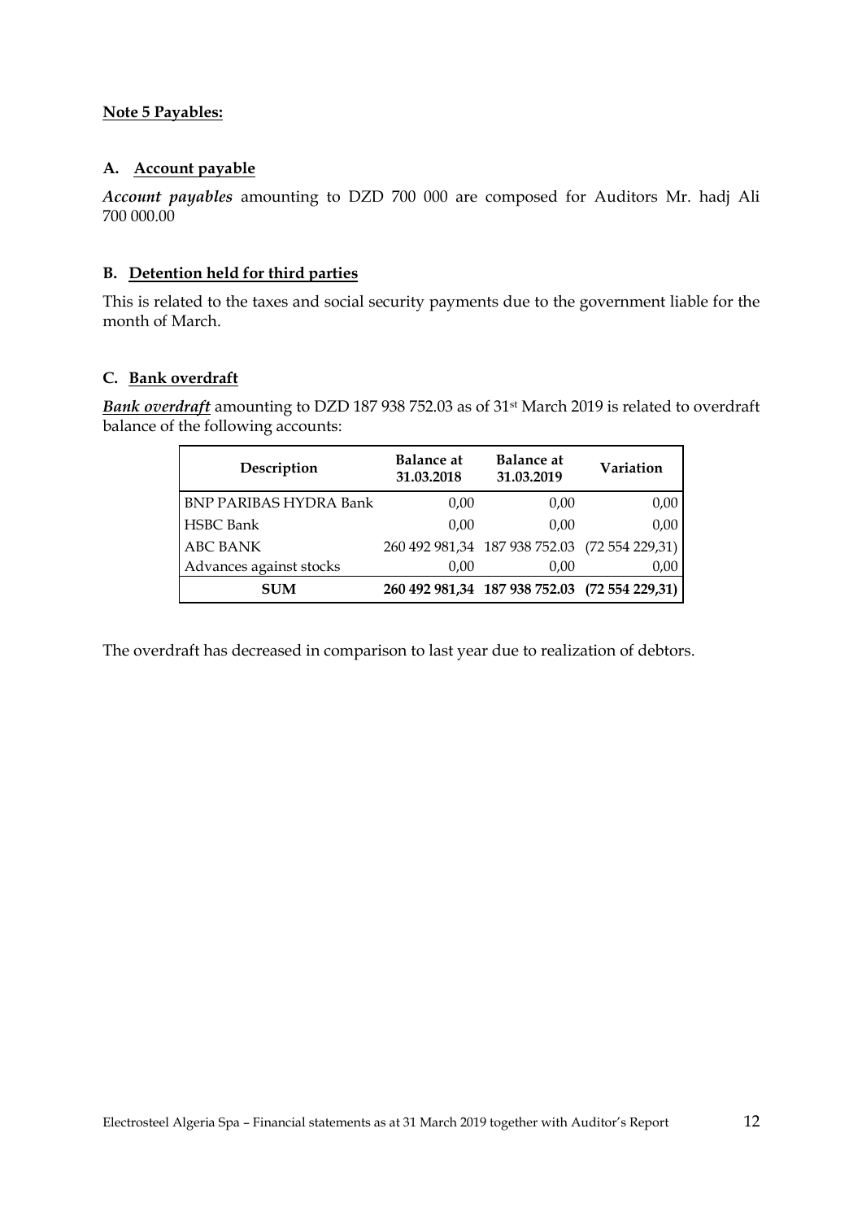**Note 5 Payables:**

**A. Account payable**

***Account payables*** amounting to DZD 700 000 are composed for Auditors Mr. hadj Ali 700 000.00

**B. Detention held for third parties**

This is related to the taxes and social security payments due to the government liable for the month of March.

**C. Bank overdraft**

***Bank overdraft*** amounting to DZD 187 938 752.03 as of 31st March 2019 is related to overdraft balance of the following accounts:

| Description | Balance at 31.03.2018 | Balance at 31.03.2019 | Variation |
|---|---|---|---|
| BNP PARIBAS HYDRA Bank | 0,00 | 0,00 | 0,00 |
| HSBC Bank | 0,00 | 0,00 | 0,00 |
| ABC BANK | 260 492 981,34 | 187 938 752.03 | (72 554 229,31) |
| Advances against stocks | 0,00 | 0,00 | 0,00 |
| **SUM** | **260 492 981,34** | **187 938 752.03** | **(72 554 229,31)** |

The overdraft has decreased in comparison to last year due to realization of debtors.